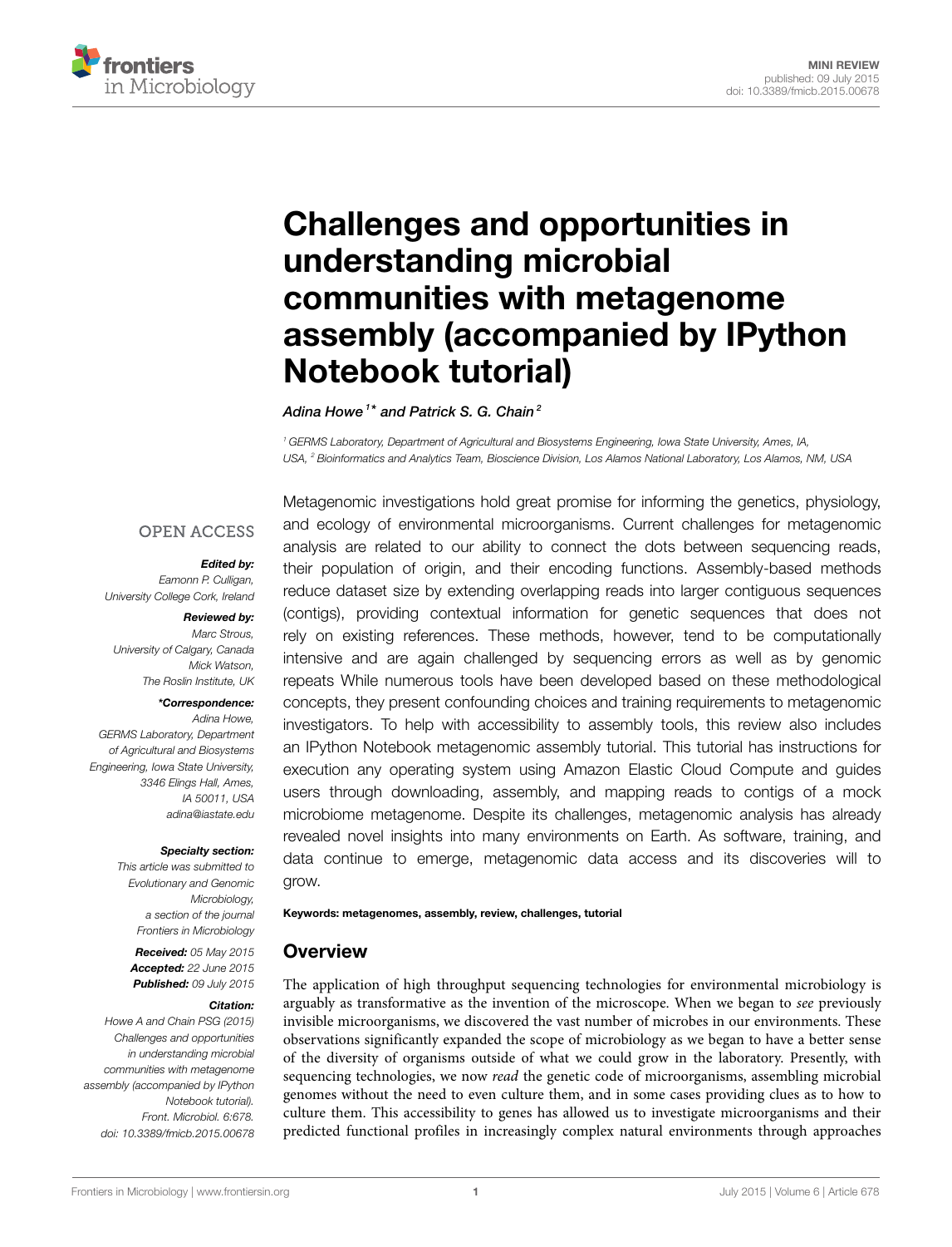MINI REVIEW
published: 09 July 2015
doi: 10.3389/fmicb.2015.00678

# Challenges and opportunities in understanding microbial communities with metagenome assembly (accompanied by IPython Notebook tutorial)

*Adina Howe*[1]\* *and Patrick S. G. Chain*[2]

[1] GERMS Laboratory, Department of Agricultural and Biosystems Engineering, Iowa State University, Ames, IA, USA, [2] Bioinformatics and Analytics Team, Bioscience Division, Los Alamos National Laboratory, Los Alamos, NM, USA

OPEN ACCESS

***Edited by:***
*Eamonn P. Culligan, University College Cork, Ireland*

***Reviewed by:***
*Marc Strous, University of Calgary, Canada*
*Mick Watson, The Roslin Institute, UK*

***\*Correspondence:***
*Adina Howe, GERMS Laboratory, Department of Agricultural and Biosystems Engineering, Iowa State University, 3346 Elings Hall, Ames, IA 50011, USA*
*adina@iastate.edu*

***Specialty section:***
*This article was submitted to Evolutionary and Genomic Microbiology, a section of the journal Frontiers in Microbiology*

***Received:*** *05 May 2015*
***Accepted:*** *22 June 2015*
***Published:*** *09 July 2015*

***Citation:***
*Howe A and Chain PSG (2015) Challenges and opportunities in understanding microbial communities with metagenome assembly (accompanied by IPython Notebook tutorial). Front. Microbiol. 6:678. doi: 10.3389/fmicb.2015.00678*

Metagenomic investigations hold great promise for informing the genetics, physiology, and ecology of environmental microorganisms. Current challenges for metagenomic analysis are related to our ability to connect the dots between sequencing reads, their population of origin, and their encoding functions. Assembly-based methods reduce dataset size by extending overlapping reads into larger contiguous sequences (contigs), providing contextual information for genetic sequences that does not rely on existing references. These methods, however, tend to be computationally intensive and are again challenged by sequencing errors as well as by genomic repeats While numerous tools have been developed based on these methodological concepts, they present confounding choices and training requirements to metagenomic investigators. To help with accessibility to assembly tools, this review also includes an IPython Notebook metagenomic assembly tutorial. This tutorial has instructions for execution any operating system using Amazon Elastic Cloud Compute and guides users through downloading, assembly, and mapping reads to contigs of a mock microbiome metagenome. Despite its challenges, metagenomic analysis has already revealed novel insights into many environments on Earth. As software, training, and data continue to emerge, metagenomic data access and its discoveries will to grow.

**Keywords: metagenomes, assembly, review, challenges, tutorial**

## Overview

The application of high throughput sequencing technologies for environmental microbiology is arguably as transformative as the invention of the microscope. When we began to *see* previously invisible microorganisms, we discovered the vast number of microbes in our environments. These observations significantly expanded the scope of microbiology as we began to have a better sense of the diversity of organisms outside of what we could grow in the laboratory. Presently, with sequencing technologies, we now *read* the genetic code of microorganisms, assembling microbial genomes without the need to even culture them, and in some cases providing clues as to how to culture them. This accessibility to genes has allowed us to investigate microorganisms and their predicted functional profiles in increasingly complex natural environments through approaches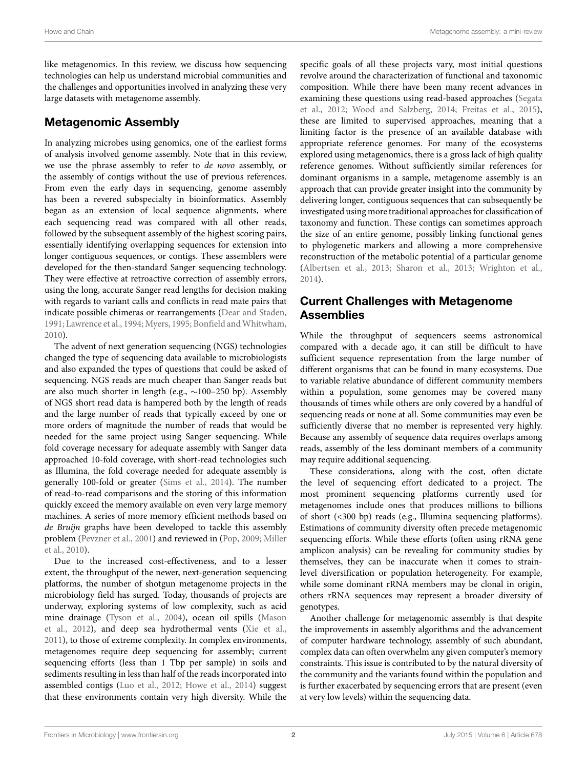like metagenomics. In this review, we discuss how sequencing technologies can help us understand microbial communities and the challenges and opportunities involved in analyzing these very large datasets with metagenome assembly.

## Metagenomic Assembly

In analyzing microbes using genomics, one of the earliest forms of analysis involved genome assembly. Note that in this review, we use the phrase assembly to refer to *de novo* assembly, or the assembly of contigs without the use of previous references. From even the early days in sequencing, genome assembly has been a revered subspecialty in bioinformatics. Assembly began as an extension of local sequence alignments, where each sequencing read was compared with all other reads, followed by the subsequent assembly of the highest scoring pairs, essentially identifying overlapping sequences for extension into longer contiguous sequences, or contigs. These assemblers were developed for the then-standard Sanger sequencing technology. They were effective at retroactive correction of assembly errors, using the long, accurate Sanger read lengths for decision making with regards to variant calls and conflicts in read mate pairs that indicate possible chimeras or rearrangements (Dear and Staden, 1991; Lawrence et al., 1994; Myers, 1995; Bonfield and Whitwham, 2010).

The advent of next generation sequencing (NGS) technologies changed the type of sequencing data available to microbiologists and also expanded the types of questions that could be asked of sequencing. NGS reads are much cheaper than Sanger reads but are also much shorter in length (e.g., ∼100–250 bp). Assembly of NGS short read data is hampered both by the length of reads and the large number of reads that typically exceed by one or more orders of magnitude the number of reads that would be needed for the same project using Sanger sequencing. While fold coverage necessary for adequate assembly with Sanger data approached 10-fold coverage, with short-read technologies such as Illumina, the fold coverage needed for adequate assembly is generally 100-fold or greater (Sims et al., 2014). The number of read-to-read comparisons and the storing of this information quickly exceed the memory available on even very large memory machines. A series of more memory efficient methods based on *de Bruijn* graphs have been developed to tackle this assembly problem (Pevzner et al., 2001) and reviewed in (Pop, 2009; Miller et al., 2010).

Due to the increased cost-effectiveness, and to a lesser extent, the throughput of the newer, next-generation sequencing platforms, the number of shotgun metagenome projects in the microbiology field has surged. Today, thousands of projects are underway, exploring systems of low complexity, such as acid mine drainage (Tyson et al., 2004), ocean oil spills (Mason et al., 2012), and deep sea hydrothermal vents (Xie et al., 2011), to those of extreme complexity. In complex environments, metagenomes require deep sequencing for assembly; current sequencing efforts (less than 1 Tbp per sample) in soils and sediments resulting in less than half of the reads incorporated into assembled contigs (Luo et al., 2012; Howe et al., 2014) suggest that these environments contain very high diversity. While the specific goals of all these projects vary, most initial questions revolve around the characterization of functional and taxonomic composition. While there have been many recent advances in examining these questions using read-based approaches (Segata et al., 2012; Wood and Salzberg, 2014; Freitas et al., 2015), these are limited to supervised approaches, meaning that a limiting factor is the presence of an available database with appropriate reference genomes. For many of the ecosystems explored using metagenomics, there is a gross lack of high quality reference genomes. Without sufficiently similar references for dominant organisms in a sample, metagenome assembly is an approach that can provide greater insight into the community by delivering longer, contiguous sequences that can subsequently be investigated using more traditional approaches for classification of taxonomy and function. These contigs can sometimes approach the size of an entire genome, possibly linking functional genes to phylogenetic markers and allowing a more comprehensive reconstruction of the metabolic potential of a particular genome (Albertsen et al., 2013; Sharon et al., 2013; Wrighton et al., 2014).

## Current Challenges with Metagenome Assemblies

While the throughput of sequencers seems astronomical compared with a decade ago, it can still be difficult to have sufficient sequence representation from the large number of different organisms that can be found in many ecosystems. Due to variable relative abundance of different community members within a population, some genomes may be covered many thousands of times while others are only covered by a handful of sequencing reads or none at all. Some communities may even be sufficiently diverse that no member is represented very highly. Because any assembly of sequence data requires overlaps among reads, assembly of the less dominant members of a community may require additional sequencing.

These considerations, along with the cost, often dictate the level of sequencing effort dedicated to a project. The most prominent sequencing platforms currently used for metagenomes include ones that produces millions to billions of short (<300 bp) reads (e.g., Illumina sequencing platforms). Estimations of community diversity often precede metagenomic sequencing efforts. While these efforts (often using rRNA gene amplicon analysis) can be revealing for community studies by themselves, they can be inaccurate when it comes to strain-level diversification or population heterogeneity. For example, while some dominant rRNA members may be clonal in origin, others rRNA sequences may represent a broader diversity of genotypes.

Another challenge for metagenomic assembly is that despite the improvements in assembly algorithms and the advancement of computer hardware technology, assembly of such abundant, complex data can often overwhelm any given computer's memory constraints. This issue is contributed to by the natural diversity of the community and the variants found within the population and is further exacerbated by sequencing errors that are present (even at very low levels) within the sequencing data.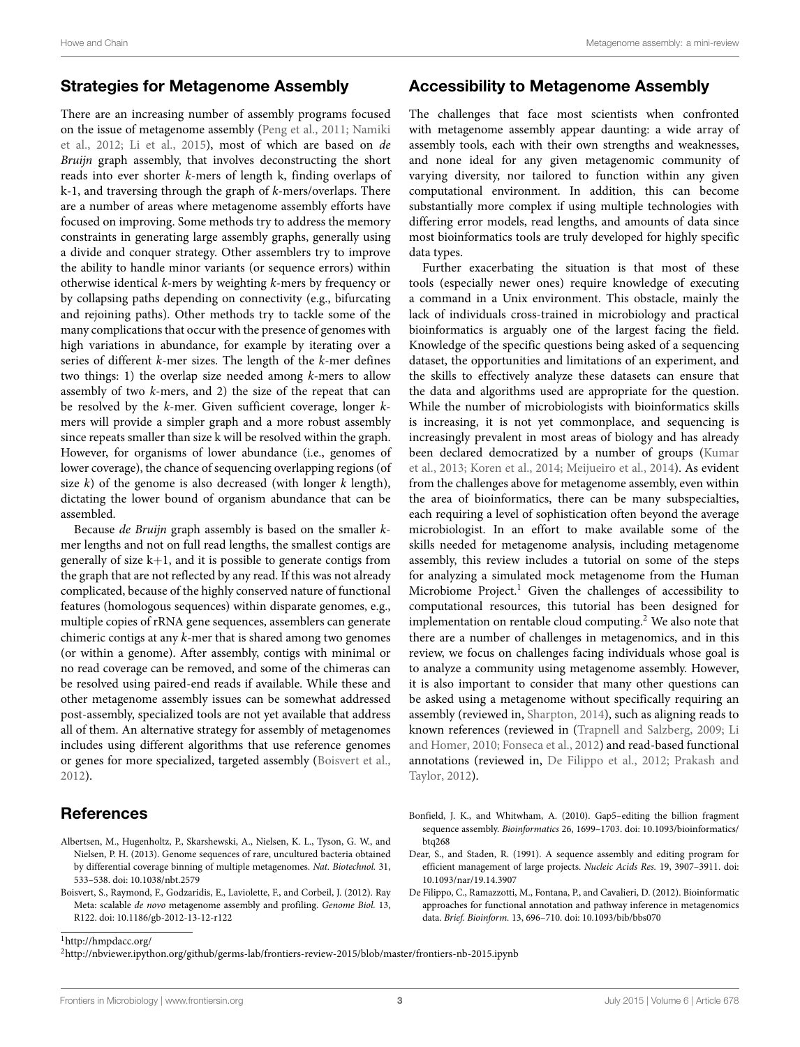## Strategies for Metagenome Assembly

There are an increasing number of assembly programs focused on the issue of metagenome assembly (Peng et al., 2011; Namiki et al., 2012; Li et al., 2015), most of which are based on *de Bruijn* graph assembly, that involves deconstructing the short reads into ever shorter *k*-mers of length k, finding overlaps of k-1, and traversing through the graph of *k*-mers/overlaps. There are a number of areas where metagenome assembly efforts have focused on improving. Some methods try to address the memory constraints in generating large assembly graphs, generally using a divide and conquer strategy. Other assemblers try to improve the ability to handle minor variants (or sequence errors) within otherwise identical *k*-mers by weighting *k*-mers by frequency or by collapsing paths depending on connectivity (e.g., bifurcating and rejoining paths). Other methods try to tackle some of the many complications that occur with the presence of genomes with high variations in abundance, for example by iterating over a series of different *k*-mer sizes. The length of the *k*-mer defines two things: 1) the overlap size needed among *k*-mers to allow assembly of two *k*-mers, and 2) the size of the repeat that can be resolved by the *k*-mer. Given sufficient coverage, longer *k*-mers will provide a simpler graph and a more robust assembly since repeats smaller than size k will be resolved within the graph. However, for organisms of lower abundance (i.e., genomes of lower coverage), the chance of sequencing overlapping regions (of size *k*) of the genome is also decreased (with longer *k* length), dictating the lower bound of organism abundance that can be assembled.

Because *de Bruijn* graph assembly is based on the smaller *k*-mer lengths and not on full read lengths, the smallest contigs are generally of size k+1, and it is possible to generate contigs from the graph that are not reflected by any read. If this was not already complicated, because of the highly conserved nature of functional features (homologous sequences) within disparate genomes, e.g., multiple copies of rRNA gene sequences, assemblers can generate chimeric contigs at any *k*-mer that is shared among two genomes (or within a genome). After assembly, contigs with minimal or no read coverage can be removed, and some of the chimeras can be resolved using paired-end reads if available. While these and other metagenome assembly issues can be somewhat addressed post-assembly, specialized tools are not yet available that address all of them. An alternative strategy for assembly of metagenomes includes using different algorithms that use reference genomes or genes for more specialized, targeted assembly (Boisvert et al., 2012).

## Accessibility to Metagenome Assembly

The challenges that face most scientists when confronted with metagenome assembly appear daunting: a wide array of assembly tools, each with their own strengths and weaknesses, and none ideal for any given metagenomic community of varying diversity, nor tailored to function within any given computational environment. In addition, this can become substantially more complex if using multiple technologies with differing error models, read lengths, and amounts of data since most bioinformatics tools are truly developed for highly specific data types.

Further exacerbating the situation is that most of these tools (especially newer ones) require knowledge of executing a command in a Unix environment. This obstacle, mainly the lack of individuals cross-trained in microbiology and practical bioinformatics is arguably one of the largest facing the field. Knowledge of the specific questions being asked of a sequencing dataset, the opportunities and limitations of an experiment, and the skills to effectively analyze these datasets can ensure that the data and algorithms used are appropriate for the question. While the number of microbiologists with bioinformatics skills is increasing, it is not yet commonplace, and sequencing is increasingly prevalent in most areas of biology and has already been declared democratized by a number of groups (Kumar et al., 2013; Koren et al., 2014; Meijueiro et al., 2014). As evident from the challenges above for metagenome assembly, even within the area of bioinformatics, there can be many subspecialties, each requiring a level of sophistication often beyond the average microbiologist. In an effort to make available some of the skills needed for metagenome analysis, including metagenome assembly, this review includes a tutorial on some of the steps for analyzing a simulated mock metagenome from the Human Microbiome Project.[1] Given the challenges of accessibility to computational resources, this tutorial has been designed for implementation on rentable cloud computing.[2] We also note that there are a number of challenges in metagenomics, and in this review, we focus on challenges facing individuals whose goal is to analyze a community using metagenome assembly. However, it is also important to consider that many other questions can be asked using a metagenome without specifically requiring an assembly (reviewed in, Sharpton, 2014), such as aligning reads to known references (reviewed in (Trapnell and Salzberg, 2009; Li and Homer, 2010; Fonseca et al., 2012) and read-based functional annotations (reviewed in, De Filippo et al., 2012; Prakash and Taylor, 2012).

## References

Albertsen, M., Hugenholtz, P., Skarshewski, A., Nielsen, K. L., Tyson, G. W., and Nielsen, P. H. (2013). Genome sequences of rare, uncultured bacteria obtained by differential coverage binning of multiple metagenomes. *Nat. Biotechnol.* 31, 533–538. doi: 10.1038/nbt.2579

Boisvert, S., Raymond, F., Godzaridis, E., Laviolette, F., and Corbeil, J. (2012). Ray Meta: scalable *de novo* metagenome assembly and profiling. *Genome Biol.* 13, R122. doi: 10.1186/gb-2012-13-12-r122

Bonfield, J. K., and Whitwham, A. (2010). Gap5–editing the billion fragment sequence assembly. *Bioinformatics* 26, 1699–1703. doi: 10.1093/bioinformatics/btq268

Dear, S., and Staden, R. (1991). A sequence assembly and editing program for efficient management of large projects. *Nucleic Acids Res.* 19, 3907–3911. doi: 10.1093/nar/19.14.3907

De Filippo, C., Ramazzotti, M., Fontana, P., and Cavalieri, D. (2012). Bioinformatic approaches for functional annotation and pathway inference in metagenomics data. *Brief. Bioinform.* 13, 696–710. doi: 10.1093/bib/bbs070

[1] http://hmpdacc.org/

[2] http://nbviewer.ipython.org/github/germs-lab/frontiers-review-2015/blob/master/frontiers-nb-2015.ipynb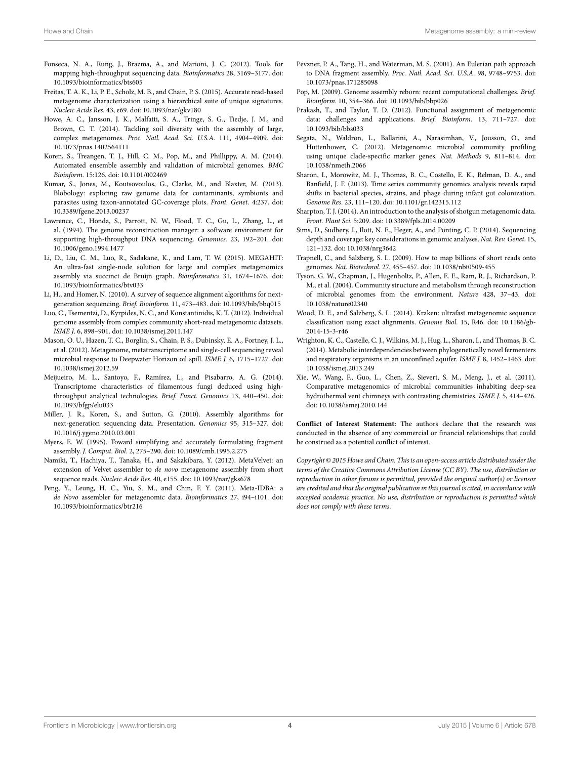Fonseca, N. A., Rung, J., Brazma, A., and Marioni, J. C. (2012). Tools for mapping high-throughput sequencing data. *Bioinformatics* 28, 3169–3177. doi: 10.1093/bioinformatics/bts605

Freitas, T. A. K., Li, P. E., Scholz, M. B., and Chain, P. S. (2015). Accurate read-based metagenome characterization using a hierarchical suite of unique signatures. *Nucleic Acids Res.* 43, e69. doi: 10.1093/nar/gkv180

Howe, A. C., Jansson, J. K., Malfatti, S. A., Tringe, S. G., Tiedje, J. M., and Brown, C. T. (2014). Tackling soil diversity with the assembly of large, complex metagenomes. *Proc. Natl. Acad. Sci. U.S.A.* 111, 4904–4909. doi: 10.1073/pnas.1402564111

Koren, S., Treangen, T. J., Hill, C. M., Pop, M., and Phillippy, A. M. (2014). Automated ensemble assembly and validation of microbial genomes. *BMC Bioinform.* 15:126. doi: 10.1101/002469

Kumar, S., Jones, M., Koutsovoulos, G., Clarke, M., and Blaxter, M. (2013). Blobology: exploring raw genome data for contaminants, symbionts and parasites using taxon-annotated GC-coverage plots. *Front. Genet.* 4:237. doi: 10.3389/fgene.2013.00237

Lawrence, C., Honda, S., Parrott, N. W., Flood, T. C., Gu, L., Zhang, L., et al. (1994). The genome reconstruction manager: a software environment for supporting high-throughput DNA sequencing. *Genomics.* 23, 192–201. doi: 10.1006/geno.1994.1477

Li, D., Liu, C. M., Luo, R., Sadakane, K., and Lam, T. W. (2015). MEGAHIT: An ultra-fast single-node solution for large and complex metagenomics assembly via succinct de Bruijn graph. *Bioinformatics* 31, 1674–1676. doi: 10.1093/bioinformatics/btv033

Li, H., and Homer, N. (2010). A survey of sequence alignment algorithms for next-generation sequencing. *Brief. Bioinform.* 11, 473–483. doi: 10.1093/bib/bbq015

Luo, C., Tsementzi, D., Kyrpides, N. C., and Konstantinidis, K. T. (2012). Individual genome assembly from complex community short-read metagenomic datasets. *ISME J.* 6, 898–901. doi: 10.1038/ismej.2011.147

Mason, O. U., Hazen, T. C., Borglin, S., Chain, P. S., Dubinsky, E. A., Fortney, J. L., et al. (2012). Metagenome, metatranscriptome and single-cell sequencing reveal microbial response to Deepwater Horizon oil spill. *ISME J.* 6, 1715–1727. doi: 10.1038/ismej.2012.59

Meijueiro, M. L., Santoyo, F., Ramírez, L., and Pisabarro, A. G. (2014). Transcriptome characteristics of filamentous fungi deduced using high-throughput analytical technologies. *Brief. Funct. Genomics* 13, 440–450. doi: 10.1093/bfgp/elu033

Miller, J. R., Koren, S., and Sutton, G. (2010). Assembly algorithms for next-generation sequencing data. Presentation. *Genomics* 95, 315–327. doi: 10.1016/j.ygeno.2010.03.001

Myers, E. W. (1995). Toward simplifying and accurately formulating fragment assembly. *J. Comput. Biol.* 2, 275–290. doi: 10.1089/cmb.1995.2.275

Namiki, T., Hachiya, T., Tanaka, H., and Sakakibara, Y. (2012). MetaVelvet: an extension of Velvet assembler to *de novo* metagenome assembly from short sequence reads. *Nucleic Acids Res.* 40, e155. doi: 10.1093/nar/gks678

Peng, Y., Leung, H. C., Yiu, S. M., and Chin, F. Y. (2011). Meta-IDBA: a *de Novo* assembler for metagenomic data. *Bioinformatics* 27, i94–i101. doi: 10.1093/bioinformatics/btr216

Pevzner, P. A., Tang, H., and Waterman, M. S. (2001). An Eulerian path approach to DNA fragment assembly. *Proc. Natl. Acad. Sci. U.S.A.* 98, 9748–9753. doi: 10.1073/pnas.171285098

Pop, M. (2009). Genome assembly reborn: recent computational challenges. *Brief. Bioinform.* 10, 354–366. doi: 10.1093/bib/bbp026

Prakash, T., and Taylor, T. D. (2012). Functional assignment of metagenomic data: challenges and applications. *Brief. Bioinform.* 13, 711–727. doi: 10.1093/bib/bbs033

Segata, N., Waldron, L., Ballarini, A., Narasimhan, V., Jousson, O., and Huttenhower, C. (2012). Metagenomic microbial community profiling using unique clade-specific marker genes. *Nat. Methods* 9, 811–814. doi: 10.1038/nmeth.2066

Sharon, I., Morowitz, M. J., Thomas, B. C., Costello, E. K., Relman, D. A., and Banfield, J. F. (2013). Time series community genomics analysis reveals rapid shifts in bacterial species, strains, and phage during infant gut colonization. *Genome Res.* 23, 111–120. doi: 10.1101/gr.142315.112

Sharpton, T. J. (2014). An introduction to the analysis of shotgun metagenomic data. *Front. Plant Sci.* 5:209. doi: 10.3389/fpls.2014.00209

Sims, D., Sudbery, I., Ilott, N. E., Heger, A., and Ponting, C. P. (2014). Sequencing depth and coverage: key considerations in genomic analyses. *Nat. Rev. Genet.* 15, 121–132. doi: 10.1038/nrg3642

Trapnell, C., and Salzberg, S. L. (2009). How to map billions of short reads onto genomes. *Nat. Biotechnol.* 27, 455–457. doi: 10.1038/nbt0509-455

Tyson, G. W., Chapman, J., Hugenholtz, P., Allen, E. E., Ram, R. J., Richardson, P. M., et al. (2004). Community structure and metabolism through reconstruction of microbial genomes from the environment. *Nature* 428, 37–43. doi: 10.1038/nature02340

Wood, D. E., and Salzberg, S. L. (2014). Kraken: ultrafast metagenomic sequence classification using exact alignments. *Genome Biol.* 15, R46. doi: 10.1186/gb-2014-15-3-r46

Wrighton, K. C., Castelle, C. J., Wilkins, M. J., Hug, L., Sharon, I., and Thomas, B. C. (2014). Metabolic interdependencies between phylogenetically novel fermenters and respiratory organisms in an unconfined aquifer. *ISME J.* 8, 1452–1463. doi: 10.1038/ismej.2013.249

Xie, W., Wang, F., Guo, L., Chen, Z., Sievert, S. M., Meng, J., et al. (2011). Comparative metagenomics of microbial communities inhabiting deep-sea hydrothermal vent chimneys with contrasting chemistries. *ISME J.* 5, 414–426. doi: 10.1038/ismej.2010.144

**Conflict of Interest Statement:** The authors declare that the research was conducted in the absence of any commercial or financial relationships that could be construed as a potential conflict of interest.

*Copyright © 2015 Howe and Chain. This is an open-access article distributed under the terms of the Creative Commons Attribution License (CC BY). The use, distribution or reproduction in other forums is permitted, provided the original author(s) or licensor are credited and that the original publication in this journal is cited, in accordance with accepted academic practice. No use, distribution or reproduction is permitted which does not comply with these terms.*